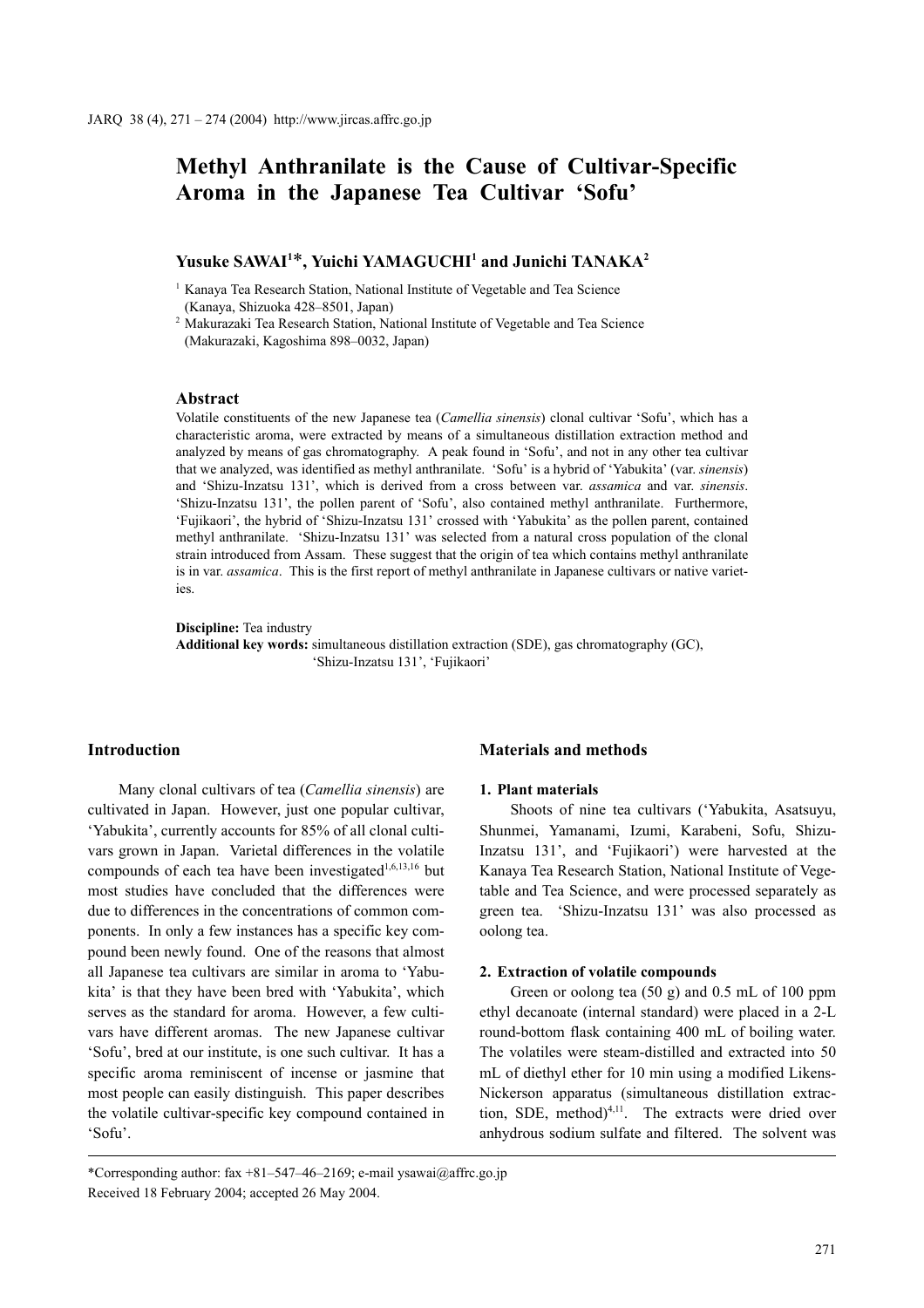# Methyl Anthranilate is the Cause of Cultivar-Specific Aroma in the Japanese Tea Cultivar 'Sofu'

**Yusuke SAWAI[1]*, Yuichi YAMAGUCHI[1] and Junichi TANAKA[2]**

[1] Kanaya Tea Research Station, National Institute of Vegetable and Tea Science (Kanaya, Shizuoka 428–8501, Japan)

[2] Makurazaki Tea Research Station, National Institute of Vegetable and Tea Science (Makurazaki, Kagoshima 898–0032, Japan)

## Abstract

Volatile constituents of the new Japanese tea (*Camellia sinensis*) clonal cultivar 'Sofu', which has a characteristic aroma, were extracted by means of a simultaneous distillation extraction method and analyzed by means of gas chromatography. A peak found in 'Sofu', and not in any other tea cultivar that we analyzed, was identified as methyl anthranilate. 'Sofu' is a hybrid of 'Yabukita' (var. *sinensis*) and 'Shizu-Inzatsu 131', which is derived from a cross between var. *assamica* and var. *sinensis*. 'Shizu-Inzatsu 131', the pollen parent of 'Sofu', also contained methyl anthranilate. Furthermore, 'Fujikaori', the hybrid of 'Shizu-Inzatsu 131' crossed with 'Yabukita' as the pollen parent, contained methyl anthranilate. 'Shizu-Inzatsu 131' was selected from a natural cross population of the clonal strain introduced from Assam. These suggest that the origin of tea which contains methyl anthranilate is in var. *assamica*. This is the first report of methyl anthranilate in Japanese cultivars or native varieties.

**Discipline:** Tea industry
**Additional key words:** simultaneous distillation extraction (SDE), gas chromatography (GC), 'Shizu-Inzatsu 131', 'Fujikaori'

## Introduction

Many clonal cultivars of tea (*Camellia sinensis*) are cultivated in Japan. However, just one popular cultivar, 'Yabukita', currently accounts for 85% of all clonal cultivars grown in Japan. Varietal differences in the volatile compounds of each tea have been investigated[1,6,13,16] but most studies have concluded that the differences were due to differences in the concentrations of common components. In only a few instances has a specific key compound been newly found. One of the reasons that almost all Japanese tea cultivars are similar in aroma to 'Yabukita' is that they have been bred with 'Yabukita', which serves as the standard for aroma. However, a few cultivars have different aromas. The new Japanese cultivar 'Sofu', bred at our institute, is one such cultivar. It has a specific aroma reminiscent of incense or jasmine that most people can easily distinguish. This paper describes the volatile cultivar-specific key compound contained in 'Sofu'.

## Materials and methods

### 1. Plant materials

Shoots of nine tea cultivars ('Yabukita, Asatsuyu, Shunmei, Yamanami, Izumi, Karabeni, Sofu, Shizu-Inzatsu 131', and 'Fujikaori') were harvested at the Kanaya Tea Research Station, National Institute of Vegetable and Tea Science, and were processed separately as green tea. 'Shizu-Inzatsu 131' was also processed as oolong tea.

### 2. Extraction of volatile compounds

Green or oolong tea (50 g) and 0.5 mL of 100 ppm ethyl decanoate (internal standard) were placed in a 2-L round-bottom flask containing 400 mL of boiling water. The volatiles were steam-distilled and extracted into 50 mL of diethyl ether for 10 min using a modified Likens-Nickerson apparatus (simultaneous distillation extraction, SDE, method)[4,11]. The extracts were dried over anhydrous sodium sulfate and filtered. The solvent was

*Corresponding author: fax +81–547–46–2169; e-mail ysawai@affrc.go.jp
Received 18 February 2004; accepted 26 May 2004.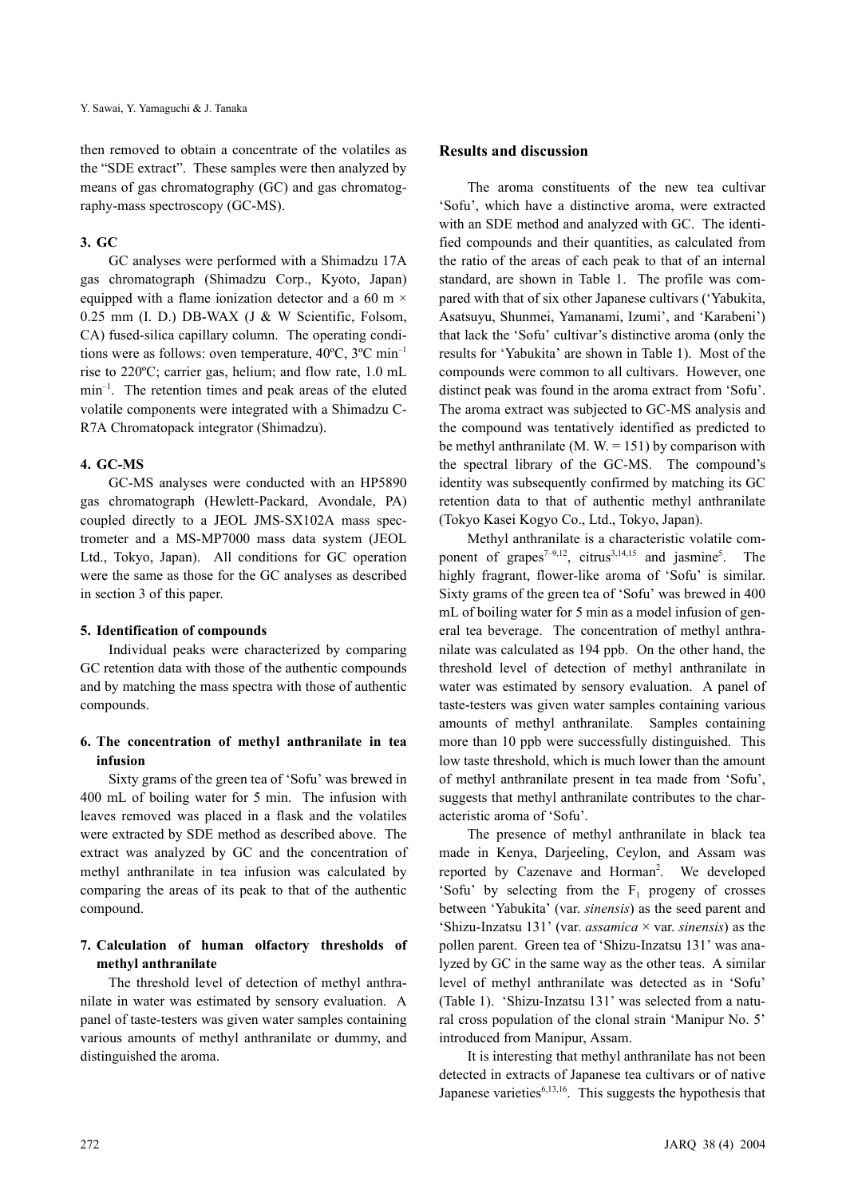then removed to obtain a concentrate of the volatiles as the "SDE extract". These samples were then analyzed by means of gas chromatography (GC) and gas chromatography-mass spectroscopy (GC-MS).

### 3. GC

GC analyses were performed with a Shimadzu 17A gas chromatograph (Shimadzu Corp., Kyoto, Japan) equipped with a flame ionization detector and a 60 m × 0.25 mm (I. D.) DB-WAX (J & W Scientific, Folsom, CA) fused-silica capillary column. The operating conditions were as follows: oven temperature, 40ºC, 3ºC min$^{-1}$ rise to 220ºC; carrier gas, helium; and flow rate, 1.0 mL min$^{-1}$. The retention times and peak areas of the eluted volatile components were integrated with a Shimadzu C-R7A Chromatopack integrator (Shimadzu).

### 4. GC-MS

GC-MS analyses were conducted with an HP5890 gas chromatograph (Hewlett-Packard, Avondale, PA) coupled directly to a JEOL JMS-SX102A mass spectrometer and a MS-MP7000 mass data system (JEOL Ltd., Tokyo, Japan). All conditions for GC operation were the same as those for the GC analyses as described in section 3 of this paper.

### 5. Identification of compounds

Individual peaks were characterized by comparing GC retention data with those of the authentic compounds and by matching the mass spectra with those of authentic compounds.

### 6. The concentration of methyl anthranilate in tea infusion

Sixty grams of the green tea of 'Sofu' was brewed in 400 mL of boiling water for 5 min. The infusion with leaves removed was placed in a flask and the volatiles were extracted by SDE method as described above. The extract was analyzed by GC and the concentration of methyl anthranilate in tea infusion was calculated by comparing the areas of its peak to that of the authentic compound.

### 7. Calculation of human olfactory thresholds of methyl anthranilate

The threshold level of detection of methyl anthranilate in water was estimated by sensory evaluation. A panel of taste-testers was given water samples containing various amounts of methyl anthranilate or dummy, and distinguished the aroma.

## Results and discussion

The aroma constituents of the new tea cultivar 'Sofu', which have a distinctive aroma, were extracted with an SDE method and analyzed with GC. The identified compounds and their quantities, as calculated from the ratio of the areas of each peak to that of an internal standard, are shown in Table 1. The profile was compared with that of six other Japanese cultivars ('Yabukita, Asatsuyu, Shunmei, Yamanami, Izumi', and 'Karabeni') that lack the 'Sofu' cultivar's distinctive aroma (only the results for 'Yabukita' are shown in Table 1). Most of the compounds were common to all cultivars. However, one distinct peak was found in the aroma extract from 'Sofu'. The aroma extract was subjected to GC-MS analysis and the compound was tentatively identified as predicted to be methyl anthranilate (M. W. = 151) by comparison with the spectral library of the GC-MS. The compound's identity was subsequently confirmed by matching its GC retention data to that of authentic methyl anthranilate (Tokyo Kasei Kogyo Co., Ltd., Tokyo, Japan).

Methyl anthranilate is a characteristic volatile component of grapes[7–9,12], citrus[3,14,15] and jasmine[5]. The highly fragrant, flower-like aroma of 'Sofu' is similar. Sixty grams of the green tea of 'Sofu' was brewed in 400 mL of boiling water for 5 min as a model infusion of general tea beverage. The concentration of methyl anthranilate was calculated as 194 ppb. On the other hand, the threshold level of detection of methyl anthranilate in water was estimated by sensory evaluation. A panel of taste-testers was given water samples containing various amounts of methyl anthranilate. Samples containing more than 10 ppb were successfully distinguished. This low taste threshold, which is much lower than the amount of methyl anthranilate present in tea made from 'Sofu', suggests that methyl anthranilate contributes to the characteristic aroma of 'Sofu'.

The presence of methyl anthranilate in black tea made in Kenya, Darjeeling, Ceylon, and Assam was reported by Cazenave and Horman[2]. We developed 'Sofu' by selecting from the $F_1$ progeny of crosses between 'Yabukita' (var. *sinensis*) as the seed parent and 'Shizu-Inzatsu 131' (var. *assamica* × var. *sinensis*) as the pollen parent. Green tea of 'Shizu-Inzatsu 131' was analyzed by GC in the same way as the other teas. A similar level of methyl anthranilate was detected as in 'Sofu' (Table 1). 'Shizu-Inzatsu 131' was selected from a natural cross population of the clonal strain 'Manipur No. 5' introduced from Manipur, Assam.

It is interesting that methyl anthranilate has not been detected in extracts of Japanese tea cultivars or of native Japanese varieties[6,13,16]. This suggests the hypothesis that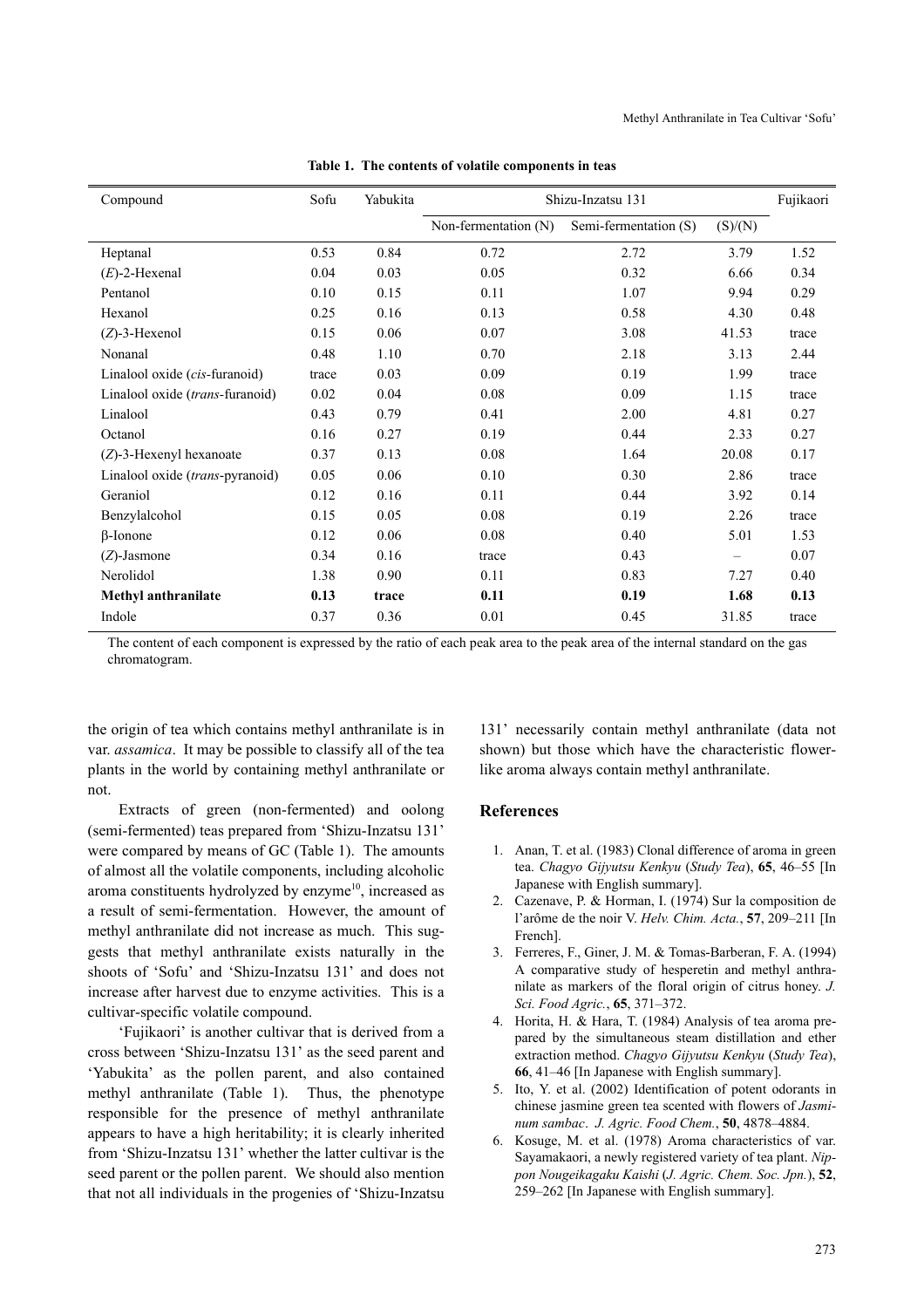**Table 1. The contents of volatile components in teas**

| Compound | Sofu | Yabukita | Shizu-Inzatsu 131 | | | Fujikaori |
|---|---|---|---|---|---|---|
| | | | Non-fermentation (N) | Semi-fermentation (S) | (S)/(N) | |
| Heptanal | 0.53 | 0.84 | 0.72 | 2.72 | 3.79 | 1.52 |
| (*E*)-2-Hexenal | 0.04 | 0.03 | 0.05 | 0.32 | 6.66 | 0.34 |
| Pentanol | 0.10 | 0.15 | 0.11 | 1.07 | 9.94 | 0.29 |
| Hexanol | 0.25 | 0.16 | 0.13 | 0.58 | 4.30 | 0.48 |
| (*Z*)-3-Hexenol | 0.15 | 0.06 | 0.07 | 3.08 | 41.53 | trace |
| Nonanal | 0.48 | 1.10 | 0.70 | 2.18 | 3.13 | 2.44 |
| Linalool oxide (*cis*-furanoid) | trace | 0.03 | 0.09 | 0.19 | 1.99 | trace |
| Linalool oxide (*trans*-furanoid) | 0.02 | 0.04 | 0.08 | 0.09 | 1.15 | trace |
| Linalool | 0.43 | 0.79 | 0.41 | 2.00 | 4.81 | 0.27 |
| Octanol | 0.16 | 0.27 | 0.19 | 0.44 | 2.33 | 0.27 |
| (*Z*)-3-Hexenyl hexanoate | 0.37 | 0.13 | 0.08 | 1.64 | 20.08 | 0.17 |
| Linalool oxide (*trans*-pyranoid) | 0.05 | 0.06 | 0.10 | 0.30 | 2.86 | trace |
| Geraniol | 0.12 | 0.16 | 0.11 | 0.44 | 3.92 | 0.14 |
| Benzylalcohol | 0.15 | 0.05 | 0.08 | 0.19 | 2.26 | trace |
| β-Ionone | 0.12 | 0.06 | 0.08 | 0.40 | 5.01 | 1.53 |
| (*Z*)-Jasmone | 0.34 | 0.16 | trace | 0.43 | – | 0.07 |
| Nerolidol | 1.38 | 0.90 | 0.11 | 0.83 | 7.27 | 0.40 |
| **Methyl anthranilate** | **0.13** | **trace** | **0.11** | **0.19** | **1.68** | **0.13** |
| Indole | 0.37 | 0.36 | 0.01 | 0.45 | 31.85 | trace |

The content of each component is expressed by the ratio of each peak area to the peak area of the internal standard on the gas chromatogram.

the origin of tea which contains methyl anthranilate is in var. *assamica*. It may be possible to classify all of the tea plants in the world by containing methyl anthranilate or not.

Extracts of green (non-fermented) and oolong (semi-fermented) teas prepared from 'Shizu-Inzatsu 131' were compared by means of GC (Table 1). The amounts of almost all the volatile components, including alcoholic aroma constituents hydrolyzed by enzyme[10], increased as a result of semi-fermentation. However, the amount of methyl anthranilate did not increase as much. This suggests that methyl anthranilate exists naturally in the shoots of 'Sofu' and 'Shizu-Inzatsu 131' and does not increase after harvest due to enzyme activities. This is a cultivar-specific volatile compound.

'Fujikaori' is another cultivar that is derived from a cross between 'Shizu-Inzatsu 131' as the seed parent and 'Yabukita' as the pollen parent, and also contained methyl anthranilate (Table 1). Thus, the phenotype responsible for the presence of methyl anthranilate appears to have a high heritability; it is clearly inherited from 'Shizu-Inzatsu 131' whether the latter cultivar is the seed parent or the pollen parent. We should also mention that not all individuals in the progenies of 'Shizu-Inzatsu 131' necessarily contain methyl anthranilate (data not shown) but those which have the characteristic flower-like aroma always contain methyl anthranilate.

## References

1. Anan, T. et al. (1983) Clonal difference of aroma in green tea. *Chagyo Gijyutsu Kenkyu* (*Study Tea*), **65**, 46–55 [In Japanese with English summary].
2. Cazenave, P. & Horman, I. (1974) Sur la composition de l'arôme de the noir V. *Helv. Chim. Acta.*, **57**, 209–211 [In French].
3. Ferreres, F., Giner, J. M. & Tomas-Barberan, F. A. (1994) A comparative study of hesperetin and methyl anthranilate as markers of the floral origin of citrus honey. *J. Sci. Food Agric.*, **65**, 371–372.
4. Horita, H. & Hara, T. (1984) Analysis of tea aroma prepared by the simultaneous steam distillation and ether extraction method. *Chagyo Gijyutsu Kenkyu* (*Study Tea*), **66**, 41–46 [In Japanese with English summary].
5. Ito, Y. et al. (2002) Identification of potent odorants in chinese jasmine green tea scented with flowers of *Jasminum sambac*. *J. Agric. Food Chem.*, **50**, 4878–4884.
6. Kosuge, M. et al. (1978) Aroma characteristics of var. Sayamakaori, a newly registered variety of tea plant. *Nippon Nougeikagaku Kaishi* (*J. Agric. Chem. Soc. Jpn.*), **52**, 259–262 [In Japanese with English summary].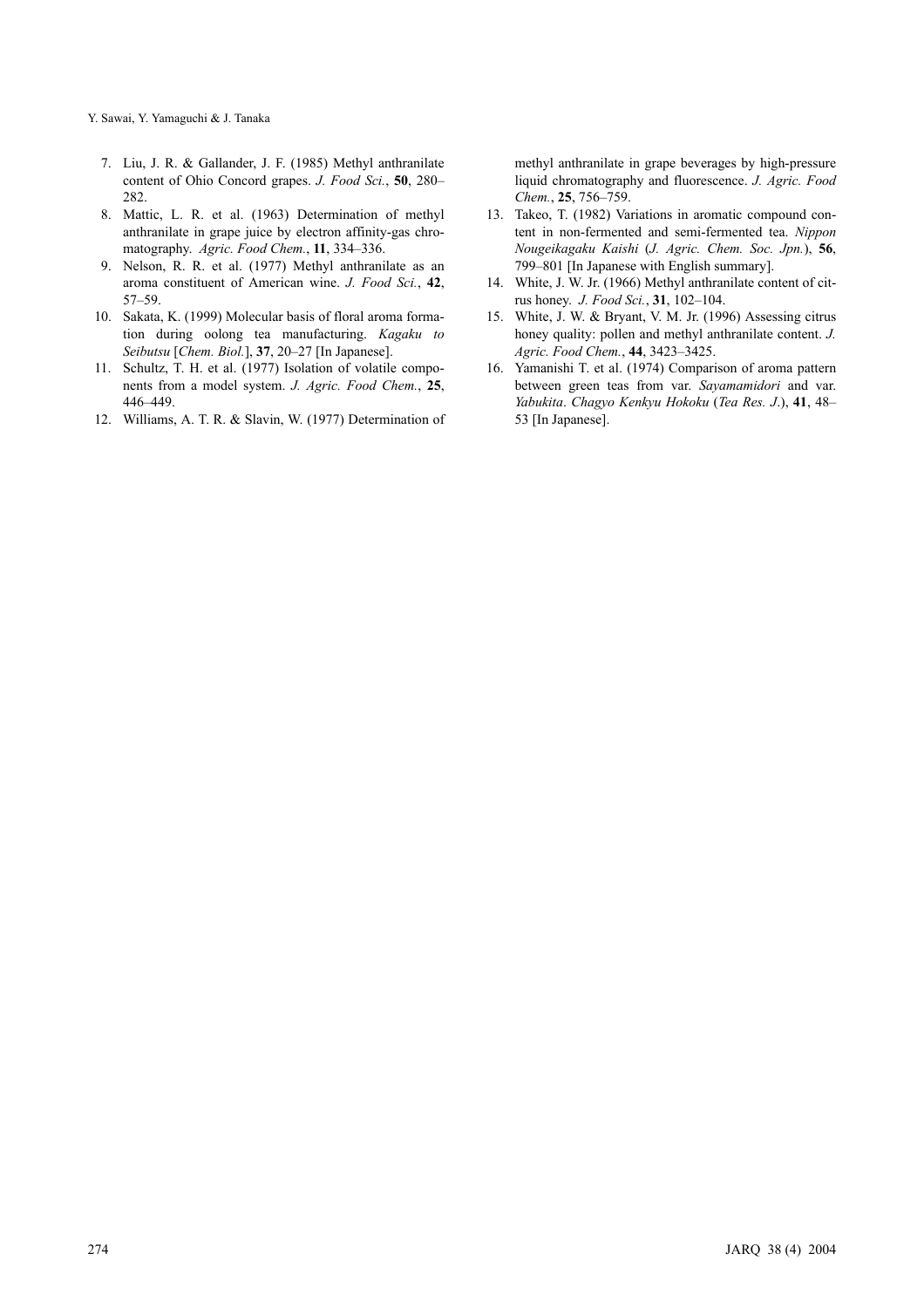7. Liu, J. R. & Gallander, J. F. (1985) Methyl anthranilate content of Ohio Concord grapes. *J. Food Sci.*, **50**, 280–282.
8. Mattic, L. R. et al. (1963) Determination of methyl anthranilate in grape juice by electron affinity-gas chromatography. *Agric. Food Chem.*, **11**, 334–336.
9. Nelson, R. R. et al. (1977) Methyl anthranilate as an aroma constituent of American wine. *J. Food Sci.*, **42**, 57–59.
10. Sakata, K. (1999) Molecular basis of floral aroma formation during oolong tea manufacturing. *Kagaku to Seibutsu* [*Chem. Biol.*], **37**, 20–27 [In Japanese].
11. Schultz, T. H. et al. (1977) Isolation of volatile components from a model system. *J. Agric. Food Chem.*, **25**, 446–449.
12. Williams, A. T. R. & Slavin, W. (1977) Determination of methyl anthranilate in grape beverages by high-pressure liquid chromatography and fluorescence. *J. Agric. Food Chem.*, **25**, 756–759.
13. Takeo, T. (1982) Variations in aromatic compound content in non-fermented and semi-fermented tea. *Nippon Nougeikagaku Kaishi* (*J. Agric. Chem. Soc. Jpn.*), **56**, 799–801 [In Japanese with English summary].
14. White, J. W. Jr. (1966) Methyl anthranilate content of citrus honey. *J. Food Sci.*, **31**, 102–104.
15. White, J. W. & Bryant, V. M. Jr. (1996) Assessing citrus honey quality: pollen and methyl anthranilate content. *J. Agric. Food Chem.*, **44**, 3423–3425.
16. Yamanishi T. et al. (1974) Comparison of aroma pattern between green teas from var. *Sayamamidori* and var. *Yabukita*. *Chagyo Kenkyu Hokoku* (*Tea Res. J.*), **41**, 48–53 [In Japanese].